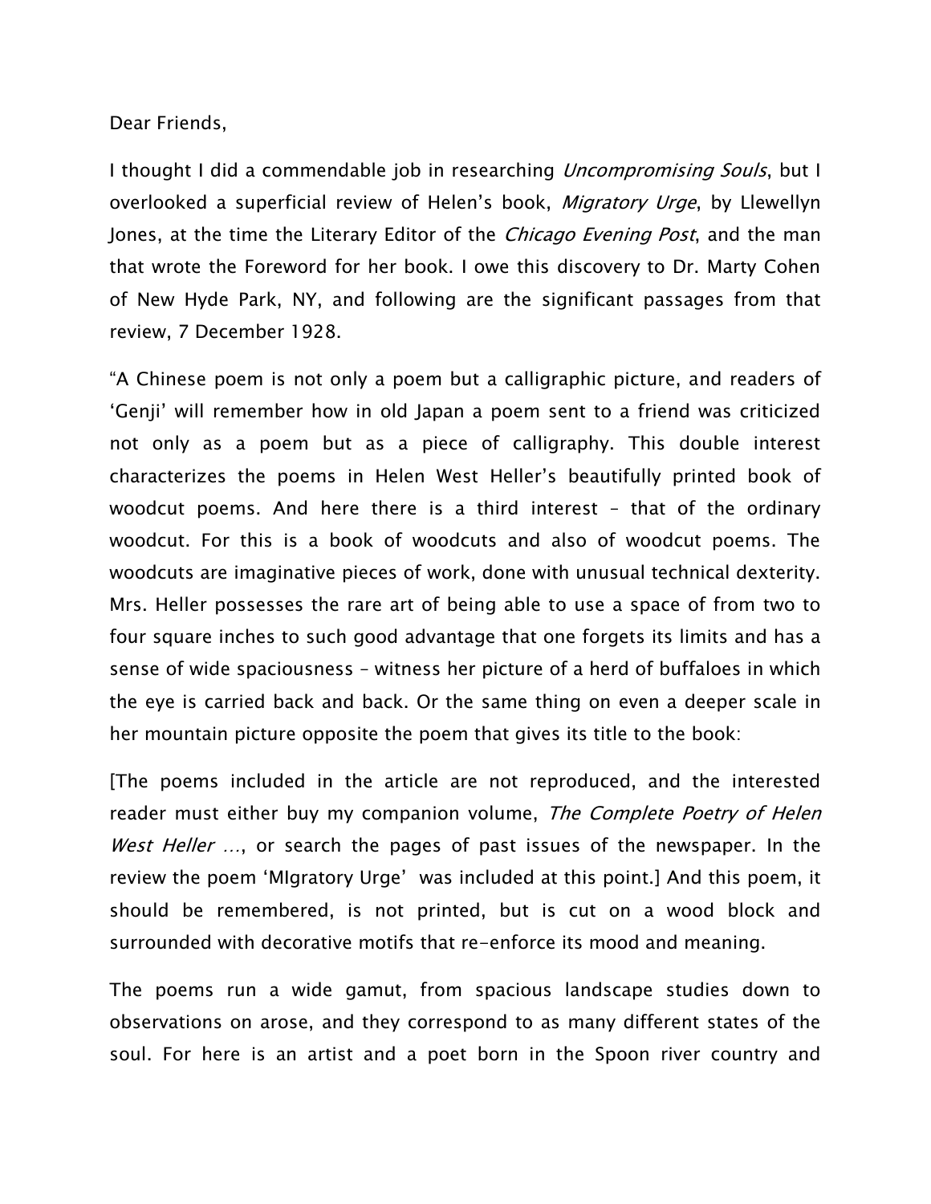Dear Friends,

I thought I did a commendable job in researching *Uncompromising Souls*, but I overlooked a superficial review of Helen's book, *Migratory Urge*, by Llewellyn Jones, at the time the Literary Editor of the *Chicago Evening Post*, and the man that wrote the Foreword for her book. I owe this discovery to Dr. Marty Cohen of New Hyde Park, NY, and following are the significant passages from that review, 7 December 1928.

"A Chinese poem is not only a poem but a calligraphic picture, and readers of 'Genji' will remember how in old Japan a poem sent to a friend was criticized not only as a poem but as a piece of calligraphy. This double interest characterizes the poems in Helen West Heller's beautifully printed book of woodcut poems. And here there is a third interest – that of the ordinary woodcut. For this is a book of woodcuts and also of woodcut poems. The woodcuts are imaginative pieces of work, done with unusual technical dexterity. Mrs. Heller possesses the rare art of being able to use a space of from two to four square inches to such good advantage that one forgets its limits and has a sense of wide spaciousness – witness her picture of a herd of buffaloes in which the eye is carried back and back. Or the same thing on even a deeper scale in her mountain picture opposite the poem that gives its title to the book:

[The poems included in the article are not reproduced, and the interested reader must either buy my companion volume, *The Complete Poetry of Helen West Heller ...*, or search the pages of past issues of the newspaper. In the review the poem 'MIgratory Urge' was included at this point.] And this poem, it should be remembered, is not printed, but is cut on a wood block and surrounded with decorative motifs that re-enforce its mood and meaning.

The poems run a wide gamut, from spacious landscape studies down to observations on arose, and they correspond to as many different states of the soul. For here is an artist and a poet born in the Spoon river country and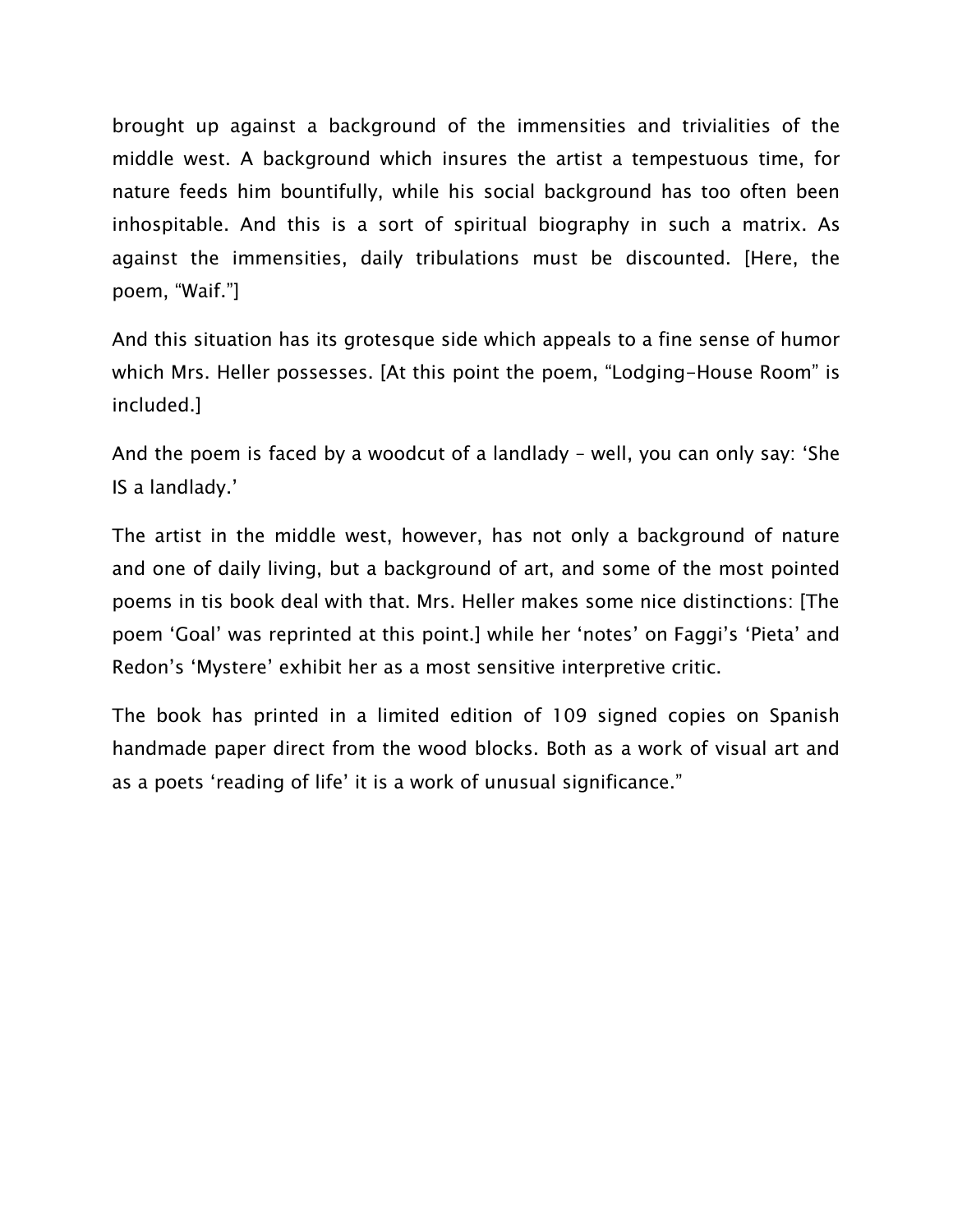brought up against a background of the immensities and trivialities of the middle west. A background which insures the artist a tempestuous time, for nature feeds him bountifully, while his social background has too often been inhospitable. And this is a sort of spiritual biography in such a matrix. As against the immensities, daily tribulations must be discounted. [Here, the poem, "Waif."]

And this situation has its grotesque side which appeals to a fine sense of humor which Mrs. Heller possesses. [At this point the poem, "Lodging-House Room" is included.]

And the poem is faced by a woodcut of a landlady – well, you can only say: 'She IS a landlady.'

The artist in the middle west, however, has not only a background of nature and one of daily living, but a background of art, and some of the most pointed poems in tis book deal with that. Mrs. Heller makes some nice distinctions: [The poem 'Goal' was reprinted at this point.] while her 'notes' on Faggi's 'Pieta' and Redon's 'Mystere' exhibit her as a most sensitive interpretive critic.

The book has printed in a limited edition of 109 signed copies on Spanish handmade paper direct from the wood blocks. Both as a work of visual art and as a poets 'reading of life' it is a work of unusual significance."